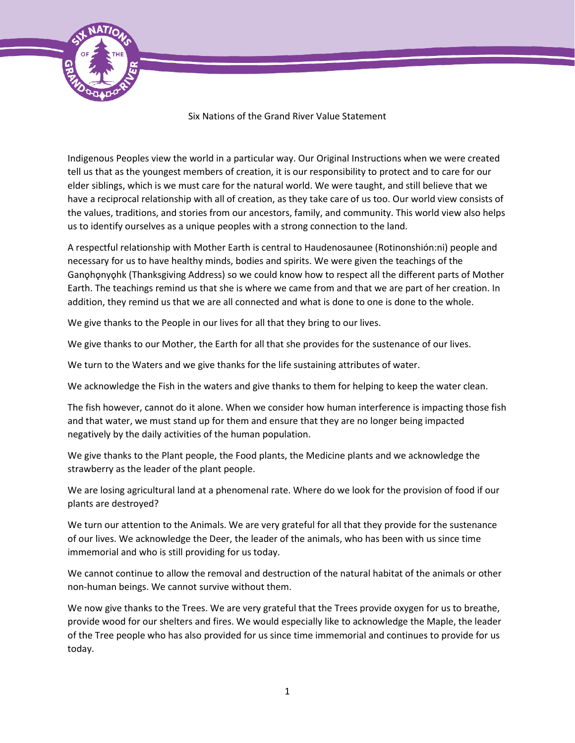# Six Nations of the Grand River Value Statement

Indigenous Peoples view the world in a particular way. Our Original Instructions when we were created tell us that as the youngest members of creation, it is our responsibility to protect and to care for our elder siblings, which is we must care for the natural world. We were taught, and still believe that we have a reciprocal relationship with all of creation, as they take care of us too. Our world view consists of the values, traditions, and stories from our ancestors, family, and community. This world view also helps us to identify ourselves as a unique peoples with a strong connection to the land.

A respectful relationship with Mother Earth is central to Haudenosaunee (Rotinonshión:ni) people and necessary for us to have healthy minds, bodies and spirits. We were given the teachings of the Ganǫhǫnyǫhk (Thanksgiving Address) so we could know how to respect all the different parts of Mother Earth. The teachings remind us that she is where we came from and that we are part of her creation. In addition, they remind us that we are all connected and what is done to one is done to the whole.

We give thanks to the People in our lives for all that they bring to our lives.

We give thanks to our Mother, the Earth for all that she provides for the sustenance of our lives.

We turn to the Waters and we give thanks for the life sustaining attributes of water.

We acknowledge the Fish in the waters and give thanks to them for helping to keep the water clean.

The fish however, cannot do it alone. When we consider how human interference is impacting those fish and that water, we must stand up for them and ensure that they are no longer being impacted negatively by the daily activities of the human population.

We give thanks to the Plant people, the Food plants, the Medicine plants and we acknowledge the strawberry as the leader of the plant people.

We are losing agricultural land at a phenomenal rate. Where do we look for the provision of food if our plants are destroyed?

We turn our attention to the Animals. We are very grateful for all that they provide for the sustenance of our lives. We acknowledge the Deer, the leader of the animals, who has been with us since time immemorial and who is still providing for us today.

We cannot continue to allow the removal and destruction of the natural habitat of the animals or other non-human beings. We cannot survive without them.

We now give thanks to the Trees. We are very grateful that the Trees provide oxygen for us to breathe, provide wood for our shelters and fires. We would especially like to acknowledge the Maple, the leader of the Tree people who has also provided for us since time immemorial and continues to provide for us today.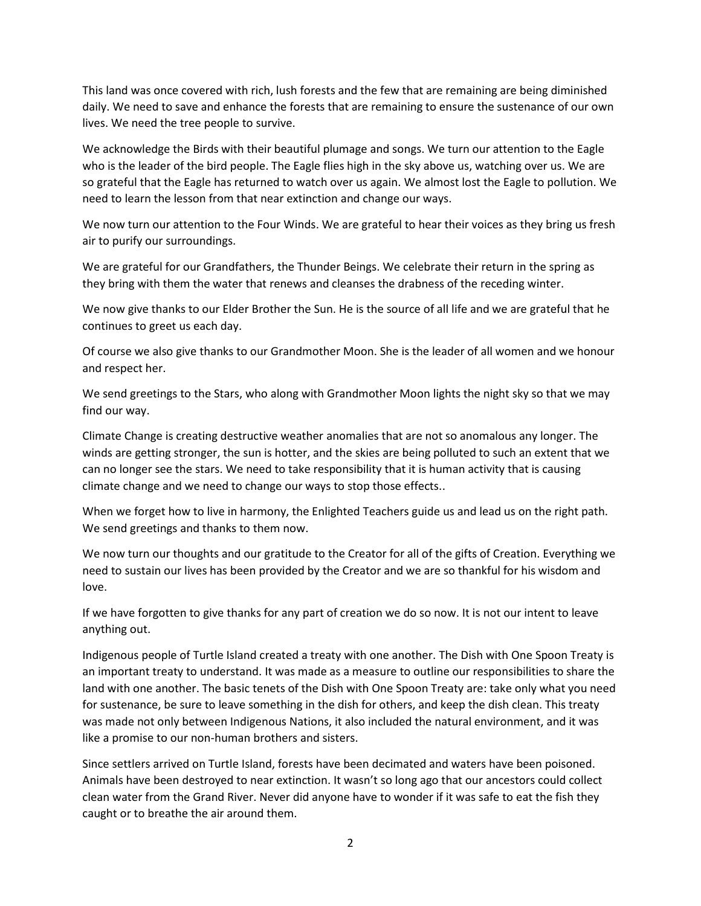This land was once covered with rich, lush forests and the few that are remaining are being diminished daily. We need to save and enhance the forests that are remaining to ensure the sustenance of our own lives. We need the tree people to survive.

We acknowledge the Birds with their beautiful plumage and songs. We turn our attention to the Eagle who is the leader of the bird people. The Eagle flies high in the sky above us, watching over us. We are so grateful that the Eagle has returned to watch over us again. We almost lost the Eagle to pollution. We need to learn the lesson from that near extinction and change our ways.

We now turn our attention to the Four Winds. We are grateful to hear their voices as they bring us fresh air to purify our surroundings.

We are grateful for our Grandfathers, the Thunder Beings. We celebrate their return in the spring as they bring with them the water that renews and cleanses the drabness of the receding winter.

We now give thanks to our Elder Brother the Sun. He is the source of all life and we are grateful that he continues to greet us each day.

Of course we also give thanks to our Grandmother Moon. She is the leader of all women and we honour and respect her.

We send greetings to the Stars, who along with Grandmother Moon lights the night sky so that we may find our way.

Climate Change is creating destructive weather anomalies that are not so anomalous any longer. The winds are getting stronger, the sun is hotter, and the skies are being polluted to such an extent that we can no longer see the stars. We need to take responsibility that it is human activity that is causing climate change and we need to change our ways to stop those effects..

When we forget how to live in harmony, the Enlighted Teachers guide us and lead us on the right path. We send greetings and thanks to them now.

We now turn our thoughts and our gratitude to the Creator for all of the gifts of Creation. Everything we need to sustain our lives has been provided by the Creator and we are so thankful for his wisdom and love.

If we have forgotten to give thanks for any part of creation we do so now. It is not our intent to leave anything out.

Indigenous people of Turtle Island created a treaty with one another. The Dish with One Spoon Treaty is an important treaty to understand. It was made as a measure to outline our responsibilities to share the land with one another. The basic tenets of the Dish with One Spoon Treaty are: take only what you need for sustenance, be sure to leave something in the dish for others, and keep the dish clean. This treaty was made not only between Indigenous Nations, it also included the natural environment, and it was like a promise to our non-human brothers and sisters.

Since settlers arrived on Turtle Island, forests have been decimated and waters have been poisoned. Animals have been destroyed to near extinction. It wasn't so long ago that our ancestors could collect clean water from the Grand River. Never did anyone have to wonder if it was safe to eat the fish they caught or to breathe the air around them.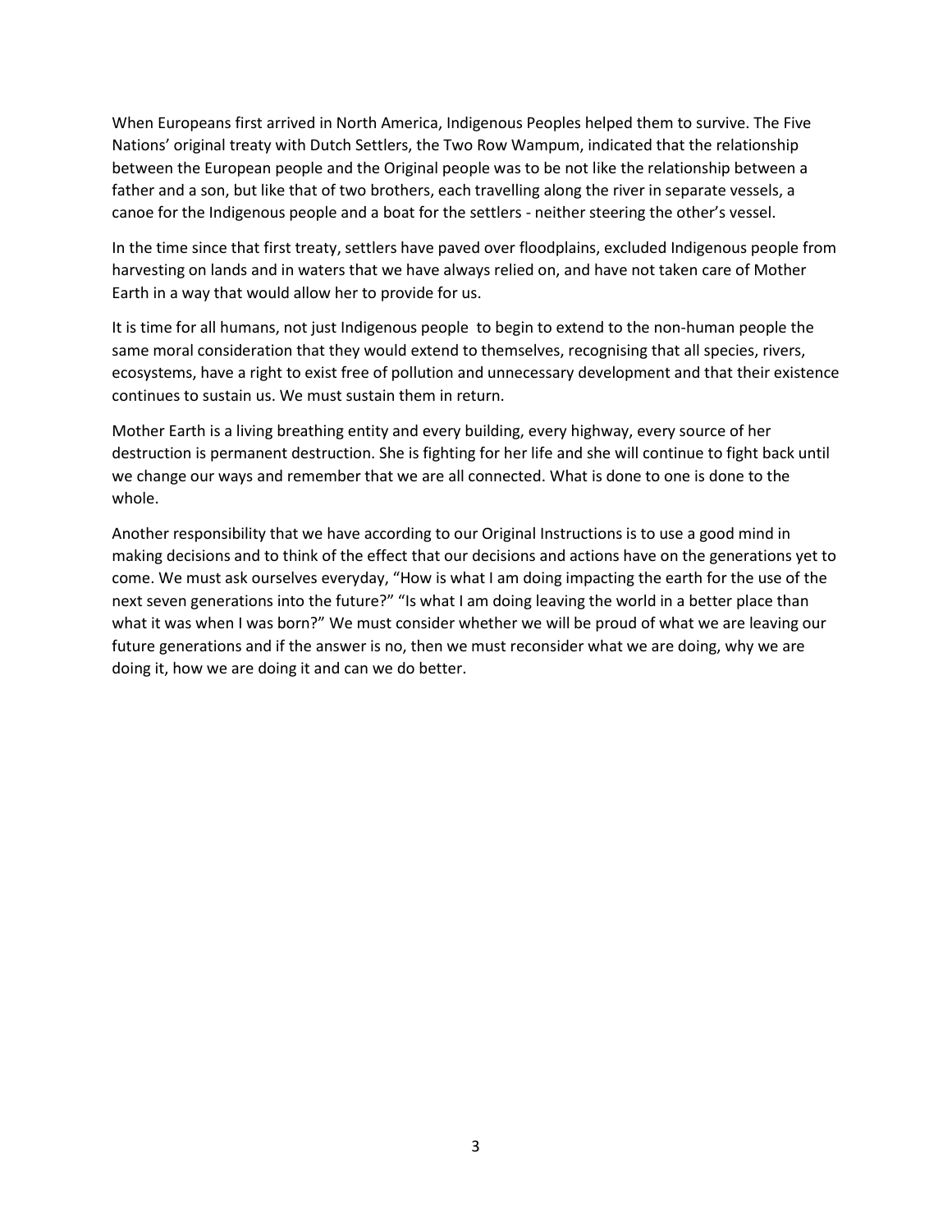When Europeans first arrived in North America, Indigenous Peoples helped them to survive. The Five Nations' original treaty with Dutch Settlers, the Two Row Wampum, indicated that the relationship between the European people and the Original people was to be not like the relationship between a father and a son, but like that of two brothers, each travelling along the river in separate vessels, a canoe for the Indigenous people and a boat for the settlers - neither steering the other's vessel.

In the time since that first treaty, settlers have paved over floodplains, excluded Indigenous people from harvesting on lands and in waters that we have always relied on, and have not taken care of Mother Earth in a way that would allow her to provide for us.

It is time for all humans, not just Indigenous people to begin to extend to the non-human people the same moral consideration that they would extend to themselves, recognising that all species, rivers, ecosystems, have a right to exist free of pollution and unnecessary development and that their existence continues to sustain us. We must sustain them in return.

Mother Earth is a living breathing entity and every building, every highway, every source of her destruction is permanent destruction. She is fighting for her life and she will continue to fight back until we change our ways and remember that we are all connected. What is done to one is done to the whole.

Another responsibility that we have according to our Original Instructions is to use a good mind in making decisions and to think of the effect that our decisions and actions have on the generations yet to come. We must ask ourselves everyday, "How is what I am doing impacting the earth for the use of the next seven generations into the future?" "Is what I am doing leaving the world in a better place than what it was when I was born?" We must consider whether we will be proud of what we are leaving our future generations and if the answer is no, then we must reconsider what we are doing, why we are doing it, how we are doing it and can we do better.